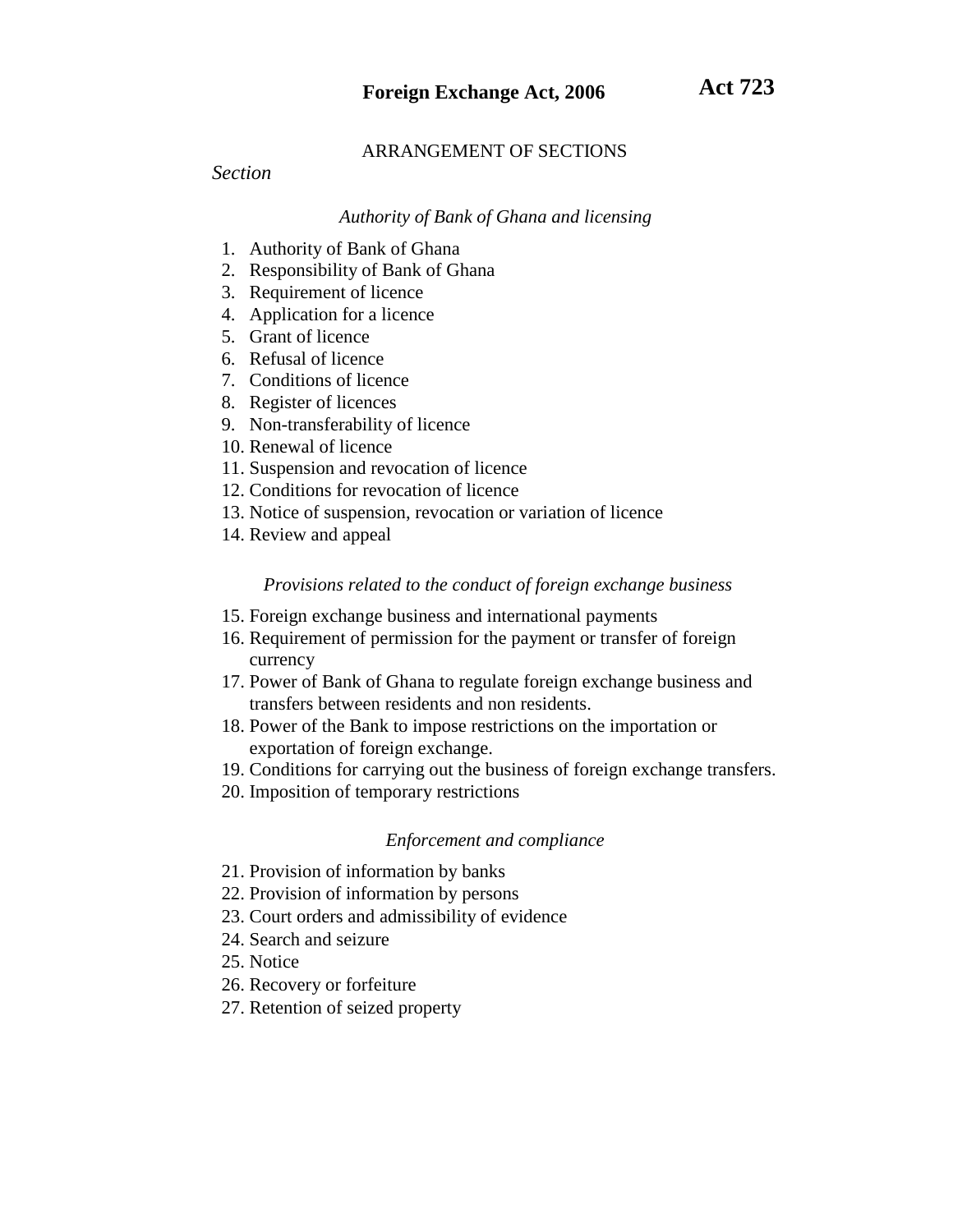# Foreign Exchange Act, 2006

**Act 723**

ARRANGEMENT OF SECTIONS

*Section*

*Authority of Bank of Ghana and licensing*

1. Authority of Bank of Ghana
2. Responsibility of Bank of Ghana
3. Requirement of licence
4. Application for a licence
5. Grant of licence
6. Refusal of licence
7. Conditions of licence
8. Register of licences
9. Non-transferability of licence
10. Renewal of licence
11. Suspension and revocation of licence
12. Conditions for revocation of licence
13. Notice of suspension, revocation or variation of licence
14. Review and appeal

*Provisions related to the conduct of foreign exchange business*

15. Foreign exchange business and international payments
16. Requirement of permission for the payment or transfer of foreign currency
17. Power of Bank of Ghana to regulate foreign exchange business and transfers between residents and non residents.
18. Power of the Bank to impose restrictions on the importation or exportation of foreign exchange.
19. Conditions for carrying out the business of foreign exchange transfers.
20. Imposition of temporary restrictions

*Enforcement and compliance*

21. Provision of information by banks
22. Provision of information by persons
23. Court orders and admissibility of evidence
24. Search and seizure
25. Notice
26. Recovery or forfeiture
27. Retention of seized property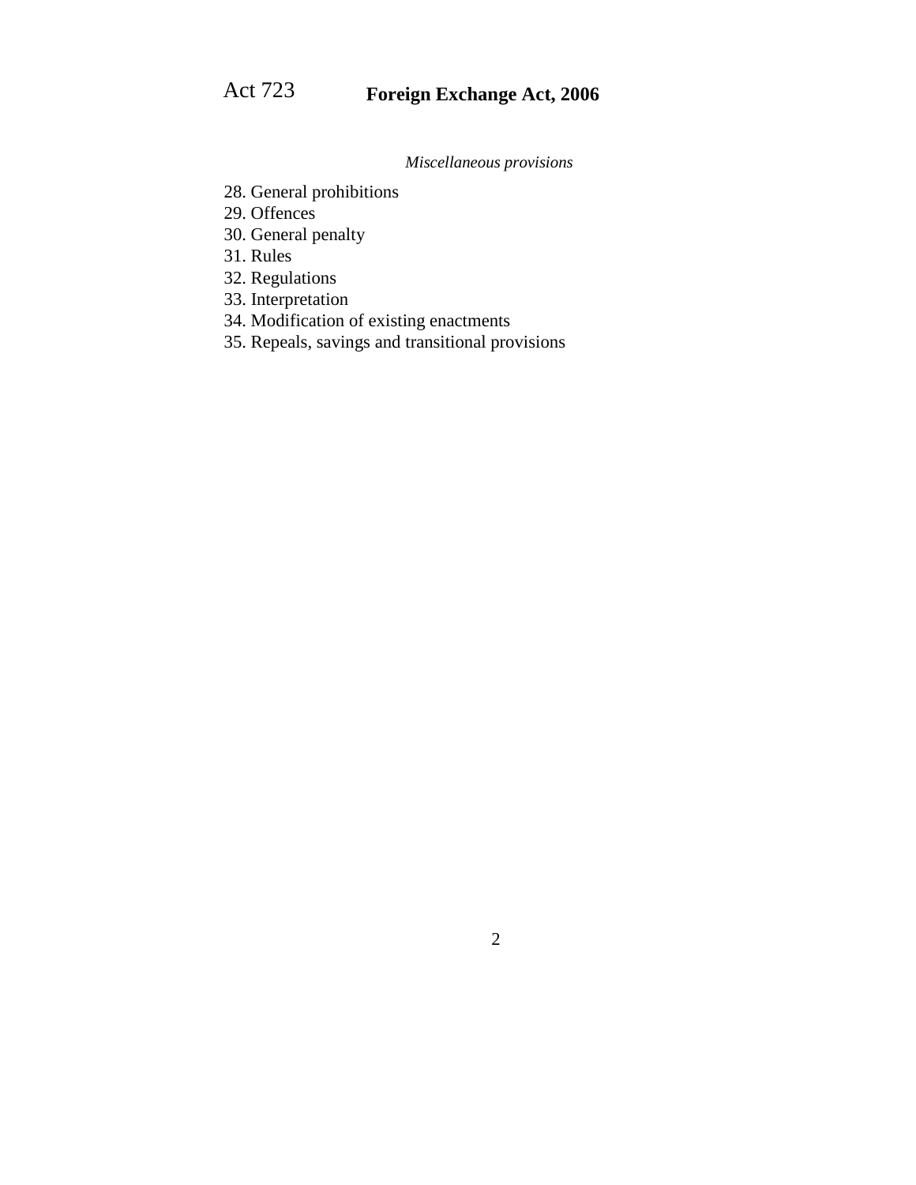*Miscellaneous provisions*

28. General prohibitions
29. Offences
30. General penalty
31. Rules
32. Regulations
33. Interpretation
34. Modification of existing enactments
35. Repeals, savings and transitional provisions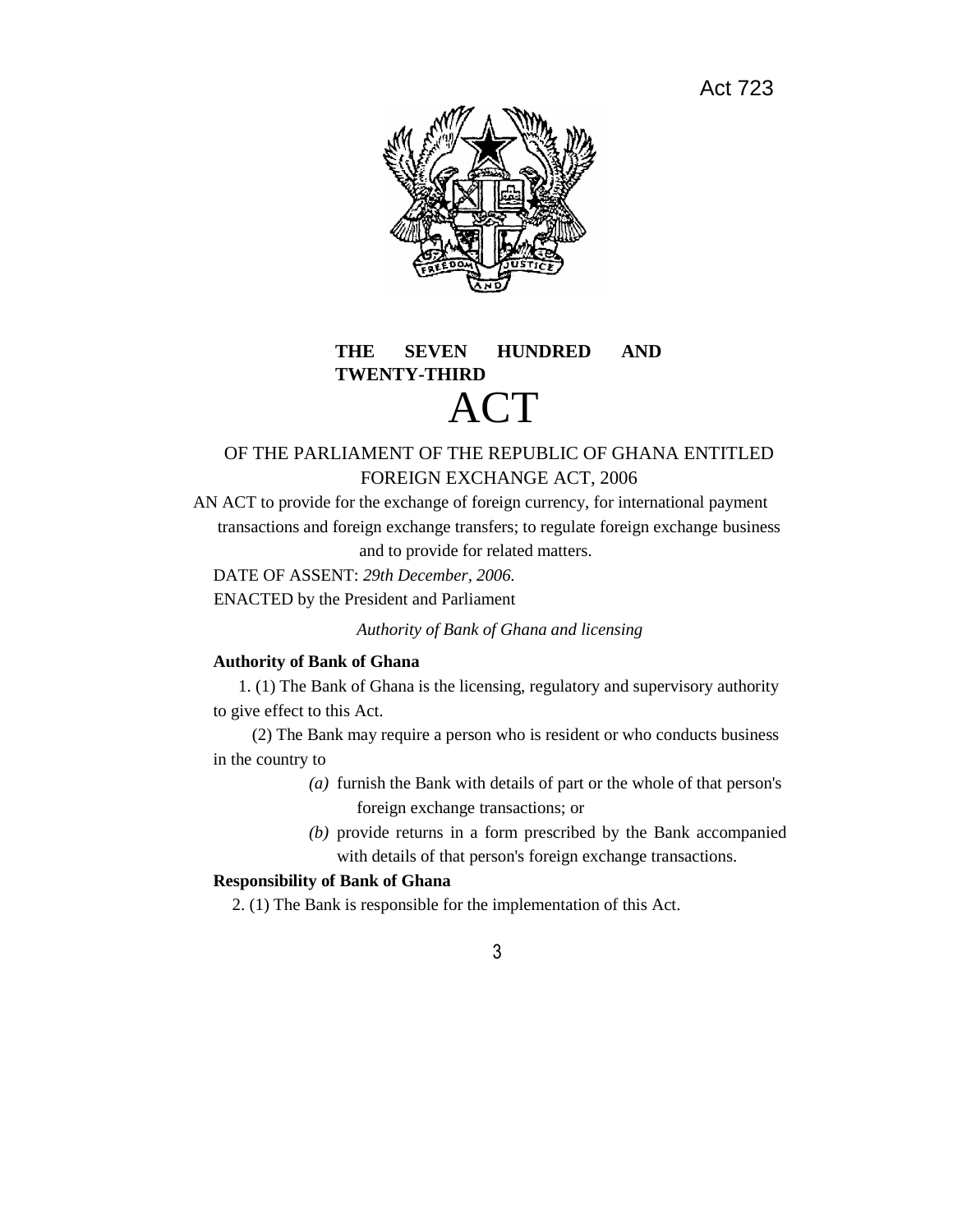Act 723

**THE SEVEN HUNDRED AND TWENTY-THIRD**

# ACT

OF THE PARLIAMENT OF THE REPUBLIC OF GHANA ENTITLED

FOREIGN EXCHANGE ACT, 2006

AN ACT to provide for the exchange of foreign currency, for international payment transactions and foreign exchange transfers; to regulate foreign exchange business and to provide for related matters.

DATE OF ASSENT: *29th December, 2006.*

ENACTED by the President and Parliament

*Authority of Bank of Ghana and licensing*

**Authority of Bank of Ghana**

1. (1) The Bank of Ghana is the licensing, regulatory and supervisory authority to give effect to this Act.

(2) The Bank may require a person who is resident or who conducts business in the country to

*(a)* furnish the Bank with details of part or the whole of that person's foreign exchange transactions; or

*(b)* provide returns in a form prescribed by the Bank accompanied with details of that person's foreign exchange transactions.

**Responsibility of Bank of Ghana**

2. (1) The Bank is responsible for the implementation of this Act.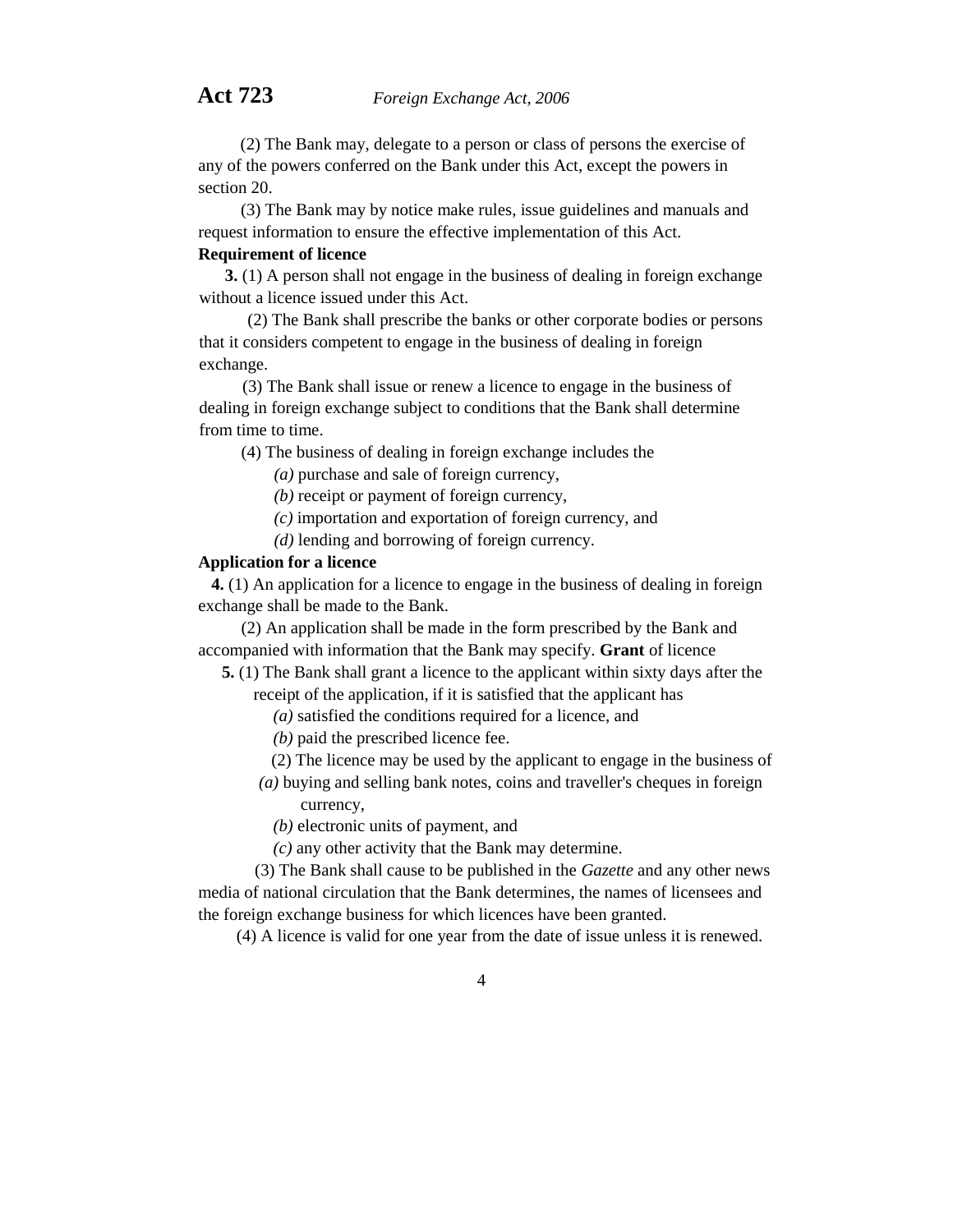(2) The Bank may, delegate to a person or class of persons the exercise of any of the powers conferred on the Bank under this Act, except the powers in section 20.

(3) The Bank may by notice make rules, issue guidelines and manuals and request information to ensure the effective implementation of this Act.

**Requirement of licence**

**3.** (1) A person shall not engage in the business of dealing in foreign exchange without a licence issued under this Act.

(2) The Bank shall prescribe the banks or other corporate bodies or persons that it considers competent to engage in the business of dealing in foreign exchange.

(3) The Bank shall issue or renew a licence to engage in the business of dealing in foreign exchange subject to conditions that the Bank shall determine from time to time.

(4) The business of dealing in foreign exchange includes the

*(a)* purchase and sale of foreign currency,

*(b)* receipt or payment of foreign currency,

*(c)* importation and exportation of foreign currency, and

*(d)* lending and borrowing of foreign currency.

**Application for a licence**

**4.** (1) An application for a licence to engage in the business of dealing in foreign exchange shall be made to the Bank.

(2) An application shall be made in the form prescribed by the Bank and accompanied with information that the Bank may specify.

**Grant of licence**

**5.** (1) The Bank shall grant a licence to the applicant within sixty days after the receipt of the application, if it is satisfied that the applicant has

*(a)* satisfied the conditions required for a licence, and

*(b)* paid the prescribed licence fee.

(2) The licence may be used by the applicant to engage in the business of

*(a)* buying and selling bank notes, coins and traveller's cheques in foreign currency,

*(b)* electronic units of payment, and

*(c)* any other activity that the Bank may determine.

(3) The Bank shall cause to be published in the *Gazette* and any other news media of national circulation that the Bank determines, the names of licensees and the foreign exchange business for which licences have been granted.

(4) A licence is valid for one year from the date of issue unless it is renewed.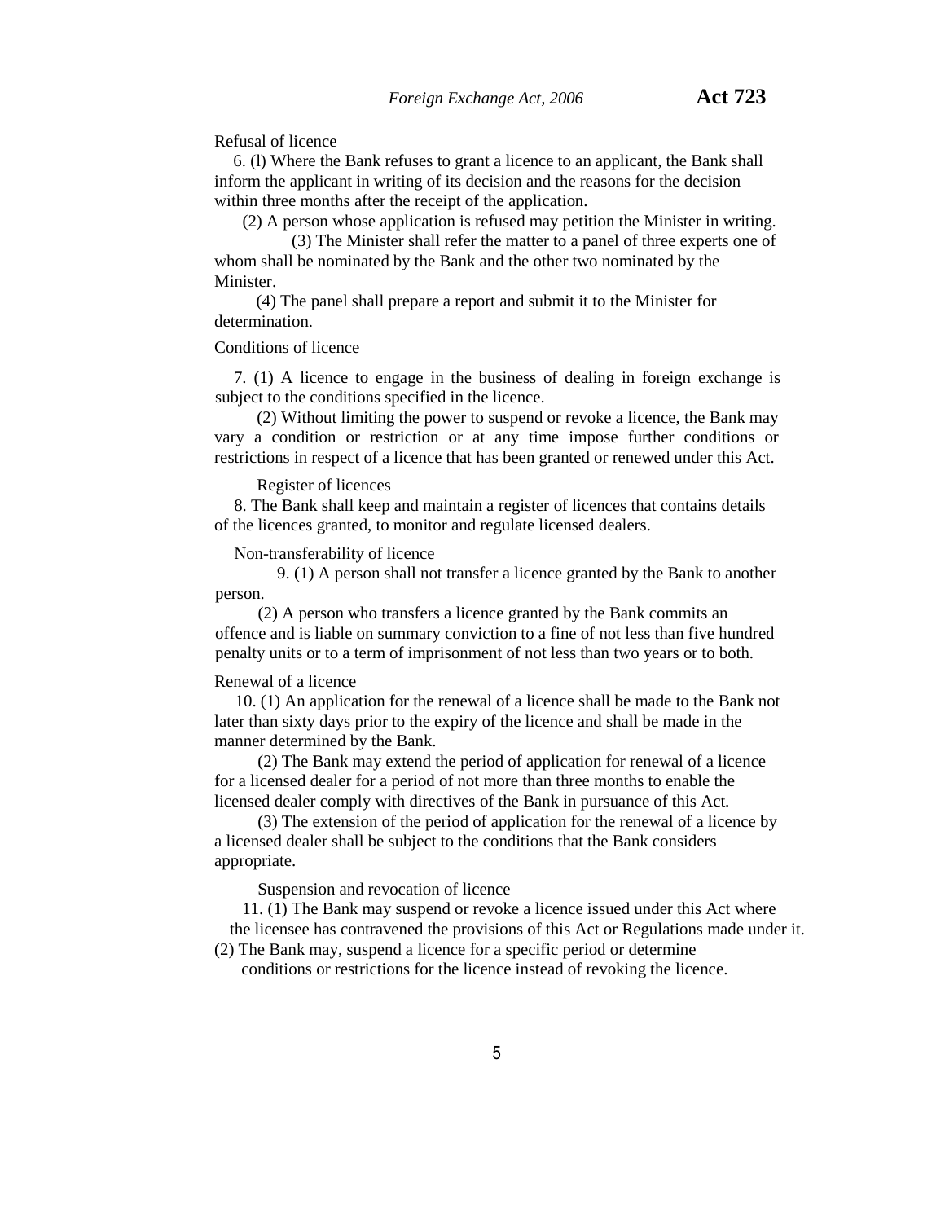Refusal of licence

6. (l) Where the Bank refuses to grant a licence to an applicant, the Bank shall inform the applicant in writing of its decision and the reasons for the decision within three months after the receipt of the application.

(2) A person whose application is refused may petition the Minister in writing.

(3) The Minister shall refer the matter to a panel of three experts one of whom shall be nominated by the Bank and the other two nominated by the Minister.

(4) The panel shall prepare a report and submit it to the Minister for determination.

Conditions of licence

7. (1) A licence to engage in the business of dealing in foreign exchange is subject to the conditions specified in the licence.

(2) Without limiting the power to suspend or revoke a licence, the Bank may vary a condition or restriction or at any time impose further conditions or restrictions in respect of a licence that has been granted or renewed under this Act.

Register of licences

8. The Bank shall keep and maintain a register of licences that contains details of the licences granted, to monitor and regulate licensed dealers.

Non-transferability of licence

9. (1) A person shall not transfer a licence granted by the Bank to another person.

(2) A person who transfers a licence granted by the Bank commits an offence and is liable on summary conviction to a fine of not less than five hundred penalty units or to a term of imprisonment of not less than two years or to both.

Renewal of a licence

10. (1) An application for the renewal of a licence shall be made to the Bank not later than sixty days prior to the expiry of the licence and shall be made in the manner determined by the Bank.

(2) The Bank may extend the period of application for renewal of a licence for a licensed dealer for a period of not more than three months to enable the licensed dealer comply with directives of the Bank in pursuance of this Act.

(3) The extension of the period of application for the renewal of a licence by a licensed dealer shall be subject to the conditions that the Bank considers appropriate.

Suspension and revocation of licence

11. (1) The Bank may suspend or revoke a licence issued under this Act where the licensee has contravened the provisions of this Act or Regulations made under it.

(2) The Bank may, suspend a licence for a specific period or determine conditions or restrictions for the licence instead of revoking the licence.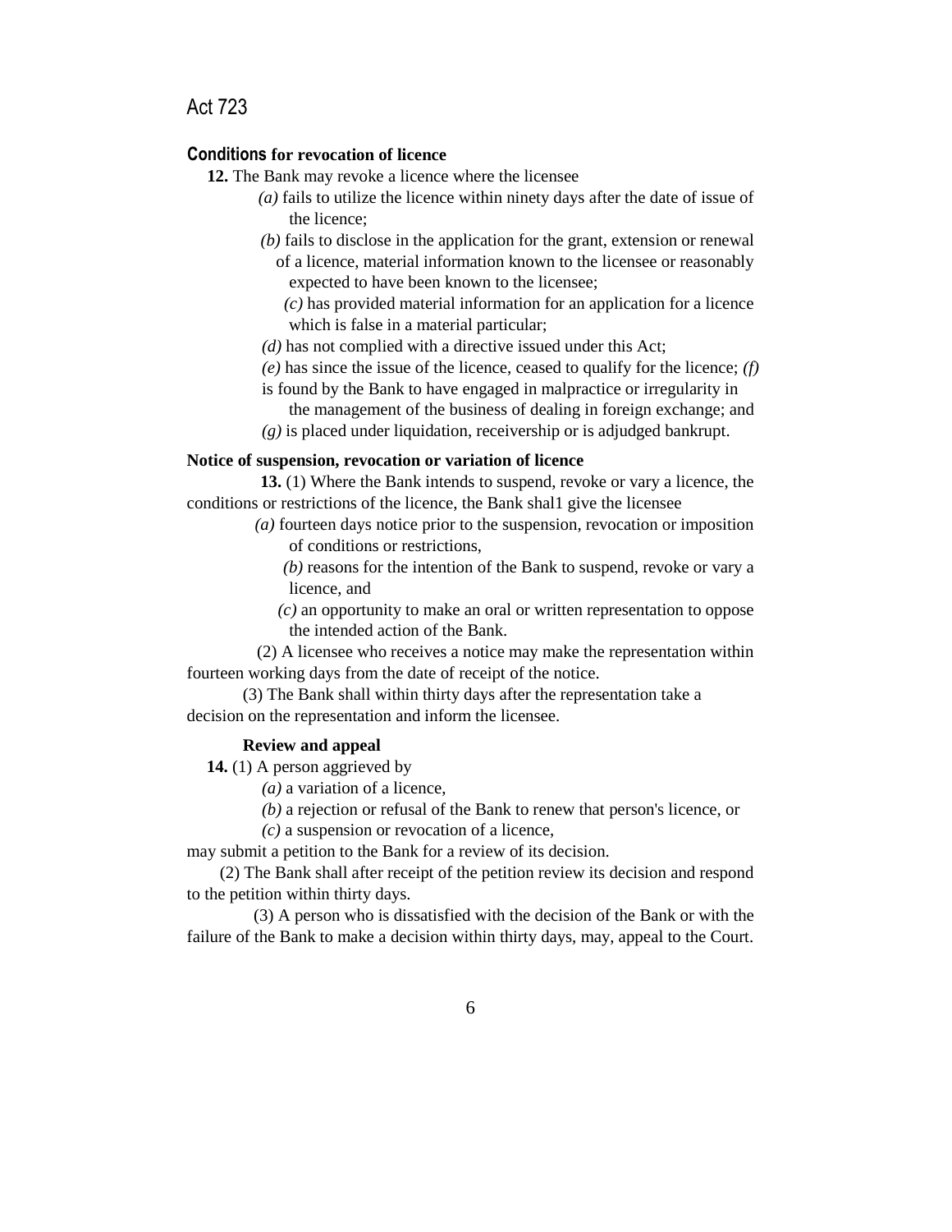**Conditions for revocation of licence**

**12.** The Bank may revoke a licence where the licensee

*(a)* fails to utilize the licence within ninety days after the date of issue of the licence;

*(b)* fails to disclose in the application for the grant, extension or renewal of a licence, material information known to the licensee or reasonably expected to have been known to the licensee;

*(c)* has provided material information for an application for a licence which is false in a material particular;

*(d)* has not complied with a directive issued under this Act;

*(e)* has since the issue of the licence, ceased to qualify for the licence;

*(f)* is found by the Bank to have engaged in malpractice or irregularity in the management of the business of dealing in foreign exchange; and

*(g)* is placed under liquidation, receivership or is adjudged bankrupt.

**Notice of suspension, revocation or variation of licence**

**13.** (1) Where the Bank intends to suspend, revoke or vary a licence, the conditions or restrictions of the licence, the Bank shal1 give the licensee

*(a)* fourteen days notice prior to the suspension, revocation or imposition of conditions or restrictions,

*(b)* reasons for the intention of the Bank to suspend, revoke or vary a licence, and

*(c)* an opportunity to make an oral or written representation to oppose the intended action of the Bank.

(2) A licensee who receives a notice may make the representation within fourteen working days from the date of receipt of the notice.

(3) The Bank shall within thirty days after the representation take a decision on the representation and inform the licensee.

**Review and appeal**

**14.** (1) A person aggrieved by

*(a)* a variation of a licence,

*(b)* a rejection or refusal of the Bank to renew that person's licence, or

*(c)* a suspension or revocation of a licence,

may submit a petition to the Bank for a review of its decision.

(2) The Bank shall after receipt of the petition review its decision and respond to the petition within thirty days.

(3) A person who is dissatisfied with the decision of the Bank or with the failure of the Bank to make a decision within thirty days, may, appeal to the Court.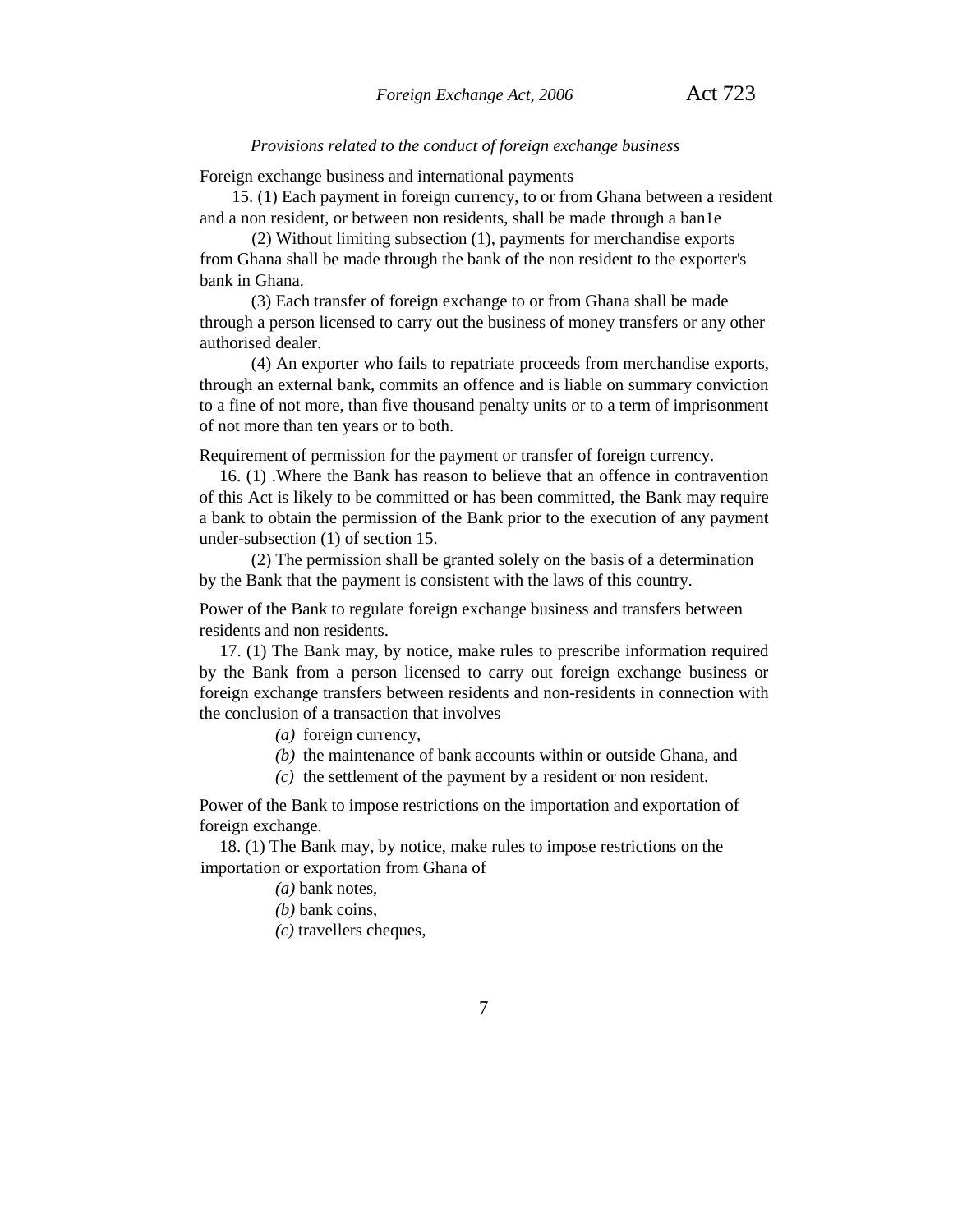*Provisions related to the conduct of foreign exchange business*

Foreign exchange business and international payments

15. (1) Each payment in foreign currency, to or from Ghana between a resident and a non resident, or between non residents, shall be made through a ban1e

(2) Without limiting subsection (1), payments for merchandise exports from Ghana shall be made through the bank of the non resident to the exporter's bank in Ghana.

(3) Each transfer of foreign exchange to or from Ghana shall be made through a person licensed to carry out the business of money transfers or any other authorised dealer.

(4) An exporter who fails to repatriate proceeds from merchandise exports, through an external bank, commits an offence and is liable on summary conviction to a fine of not more, than five thousand penalty units or to a term of imprisonment of not more than ten years or to both.

Requirement of permission for the payment or transfer of foreign currency.

16. (1) .Where the Bank has reason to believe that an offence in contravention of this Act is likely to be committed or has been committed, the Bank may require a bank to obtain the permission of the Bank prior to the execution of any payment under-subsection (1) of section 15.

(2) The permission shall be granted solely on the basis of a determination by the Bank that the payment is consistent with the laws of this country.

Power of the Bank to regulate foreign exchange business and transfers between residents and non residents.

17. (1) The Bank may, by notice, make rules to prescribe information required by the Bank from a person licensed to carry out foreign exchange business or foreign exchange transfers between residents and non-residents in connection with the conclusion of a transaction that involves

*(a)* foreign currency,

*(b)* the maintenance of bank accounts within or outside Ghana, and

*(c)* the settlement of the payment by a resident or non resident.

Power of the Bank to impose restrictions on the importation and exportation of foreign exchange.

18. (1) The Bank may, by notice, make rules to impose restrictions on the importation or exportation from Ghana of

*(a)* bank notes,

*(b)* bank coins,

*(c)* travellers cheques,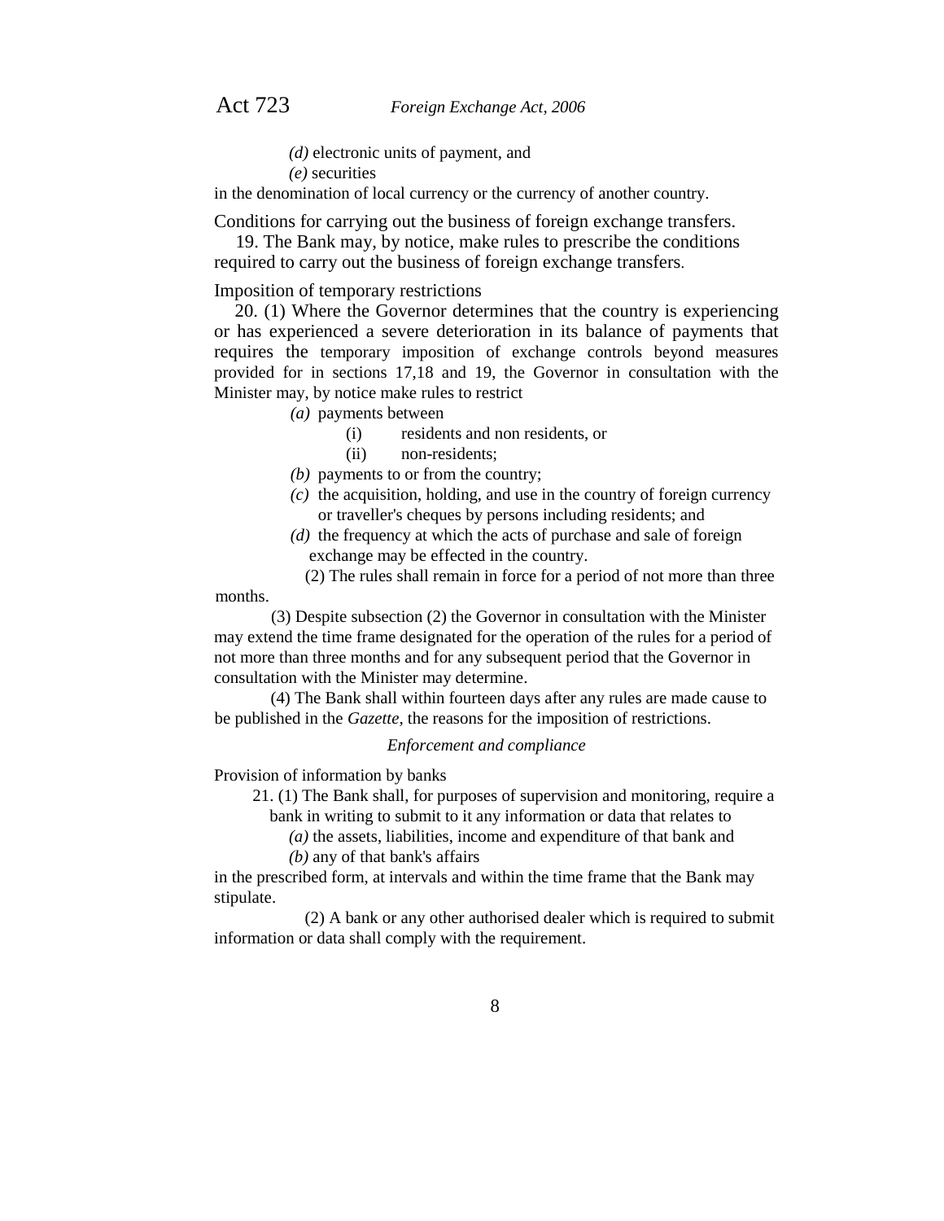*(d)* electronic units of payment, and

*(e)* securities

in the denomination of local currency or the currency of another country.

Conditions for carrying out the business of foreign exchange transfers.

19. The Bank may, by notice, make rules to prescribe the conditions required to carry out the business of foreign exchange transfers.

Imposition of temporary restrictions

20. (1) Where the Governor determines that the country is experiencing or has experienced a severe deterioration in its balance of payments that requires the temporary imposition of exchange controls beyond measures provided for in sections 17,18 and 19, the Governor in consultation with the Minister may, by notice make rules to restrict

*(a)* payments between

(i) residents and non residents, or

(ii) non-residents;

*(b)* payments to or from the country;

*(c)* the acquisition, holding, and use in the country of foreign currency or traveller's cheques by persons including residents; and

*(d)* the frequency at which the acts of purchase and sale of foreign exchange may be effected in the country.

(2) The rules shall remain in force for a period of not more than three months.

(3) Despite subsection (2) the Governor in consultation with the Minister may extend the time frame designated for the operation of the rules for a period of not more than three months and for any subsequent period that the Governor in consultation with the Minister may determine.

(4) The Bank shall within fourteen days after any rules are made cause to be published in the *Gazette*, the reasons for the imposition of restrictions.

*Enforcement and compliance*

Provision of information by banks

21. (1) The Bank shall, for purposes of supervision and monitoring, require a bank in writing to submit to it any information or data that relates to

*(a)* the assets, liabilities, income and expenditure of that bank and

*(b)* any of that bank's affairs

in the prescribed form, at intervals and within the time frame that the Bank may stipulate.

(2) A bank or any other authorised dealer which is required to submit information or data shall comply with the requirement.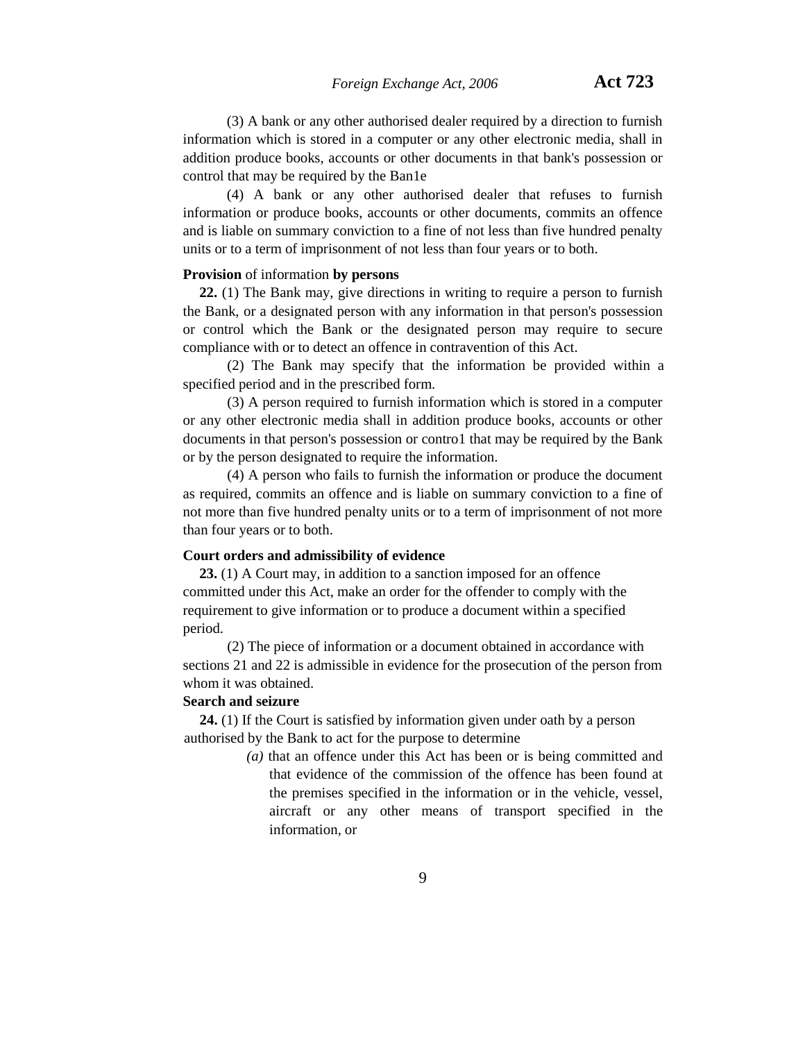(3) A bank or any other authorised dealer required by a direction to furnish information which is stored in a computer or any other electronic media, shall in addition produce books, accounts or other documents in that bank's possession or control that may be required by the Ban1e

(4) A bank or any other authorised dealer that refuses to furnish information or produce books, accounts or other documents, commits an offence and is liable on summary conviction to a fine of not less than five hundred penalty units or to a term of imprisonment of not less than four years or to both.

**Provision** of information **by persons**

**22.** (1) The Bank may, give directions in writing to require a person to furnish the Bank, or a designated person with any information in that person's possession or control which the Bank or the designated person may require to secure compliance with or to detect an offence in contravention of this Act.

(2) The Bank may specify that the information be provided within a specified period and in the prescribed form.

(3) A person required to furnish information which is stored in a computer or any other electronic media shall in addition produce books, accounts or other documents in that person's possession or contro1 that may be required by the Bank or by the person designated to require the information.

(4) A person who fails to furnish the information or produce the document as required, commits an offence and is liable on summary conviction to a fine of not more than five hundred penalty units or to a term of imprisonment of not more than four years or to both.

**Court orders and admissibility of evidence**

**23.** (1) A Court may, in addition to a sanction imposed for an offence committed under this Act, make an order for the offender to comply with the requirement to give information or to produce a document within a specified period.

(2) The piece of information or a document obtained in accordance with sections 21 and 22 is admissible in evidence for the prosecution of the person from whom it was obtained.

**Search and seizure**

**24.** (1) If the Court is satisfied by information given under oath by a person authorised by the Bank to act for the purpose to determine

*(a)* that an offence under this Act has been or is being committed and that evidence of the commission of the offence has been found at the premises specified in the information or in the vehicle, vessel, aircraft or any other means of transport specified in the information, or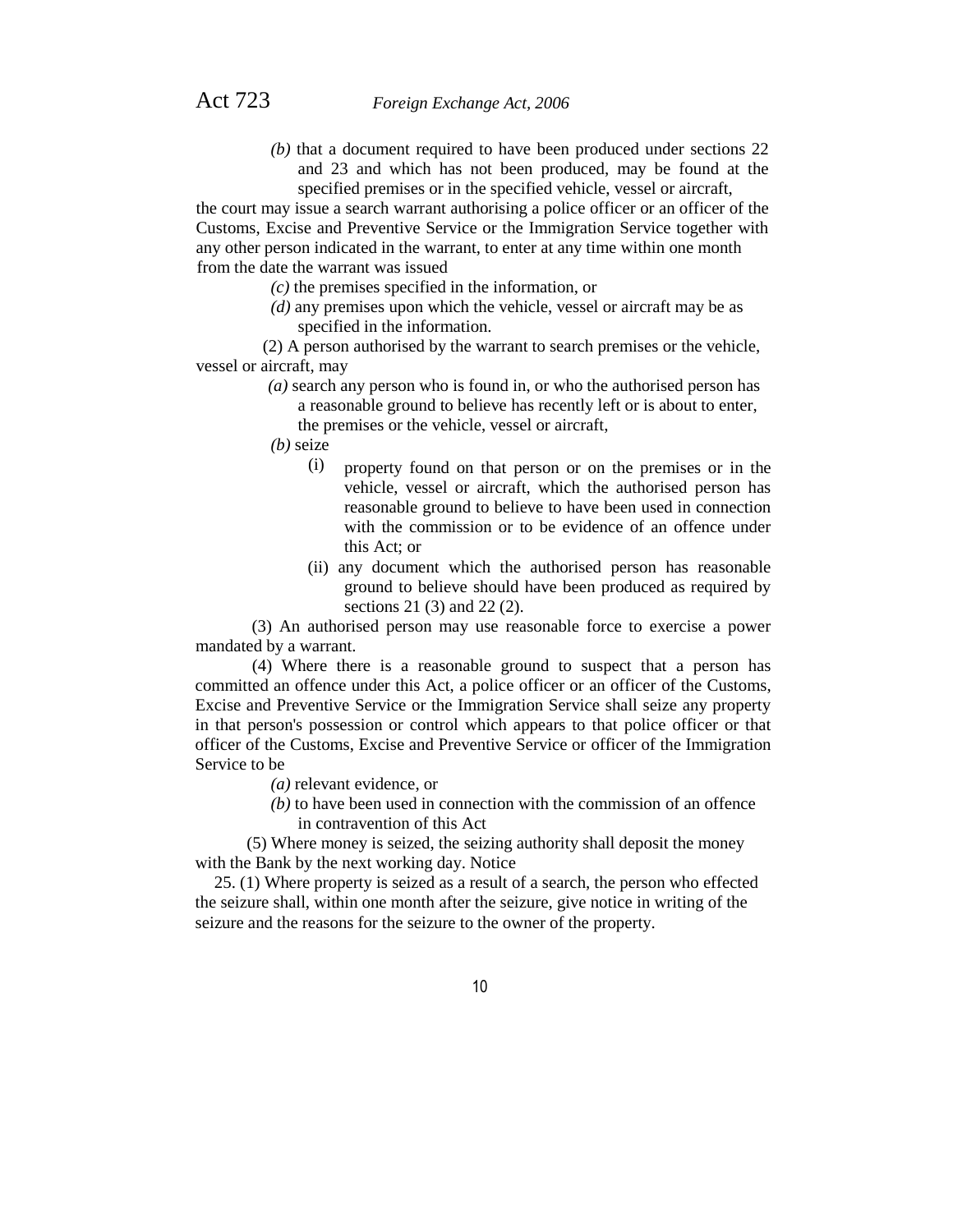(b) that a document required to have been produced under sections 22 and 23 and which has not been produced, may be found at the specified premises or in the specified vehicle, vessel or aircraft,

the court may issue a search warrant authorising a police officer or an officer of the Customs, Excise and Preventive Service or the Immigration Service together with any other person indicated in the warrant, to enter at any time within one month from the date the warrant was issued

(c) the premises specified in the information, or

(d) any premises upon which the vehicle, vessel or aircraft may be as specified in the information.

(2) A person authorised by the warrant to search premises or the vehicle, vessel or aircraft, may

(a) search any person who is found in, or who the authorised person has a reasonable ground to believe has recently left or is about to enter, the premises or the vehicle, vessel or aircraft,

(b) seize

(i) property found on that person or on the premises or in the vehicle, vessel or aircraft, which the authorised person has reasonable ground to believe to have been used in connection with the commission or to be evidence of an offence under this Act; or

(ii) any document which the authorised person has reasonable ground to believe should have been produced as required by sections 21 (3) and 22 (2).

(3) An authorised person may use reasonable force to exercise a power mandated by a warrant.

(4) Where there is a reasonable ground to suspect that a person has committed an offence under this Act, a police officer or an officer of the Customs, Excise and Preventive Service or the Immigration Service shall seize any property in that person's possession or control which appears to that police officer or that officer of the Customs, Excise and Preventive Service or officer of the Immigration Service to be

(a) relevant evidence, or

(b) to have been used in connection with the commission of an offence in contravention of this Act

(5) Where money is seized, the seizing authority shall deposit the money with the Bank by the next working day.

Notice

25. (1) Where property is seized as a result of a search, the person who effected the seizure shall, within one month after the seizure, give notice in writing of the seizure and the reasons for the seizure to the owner of the property.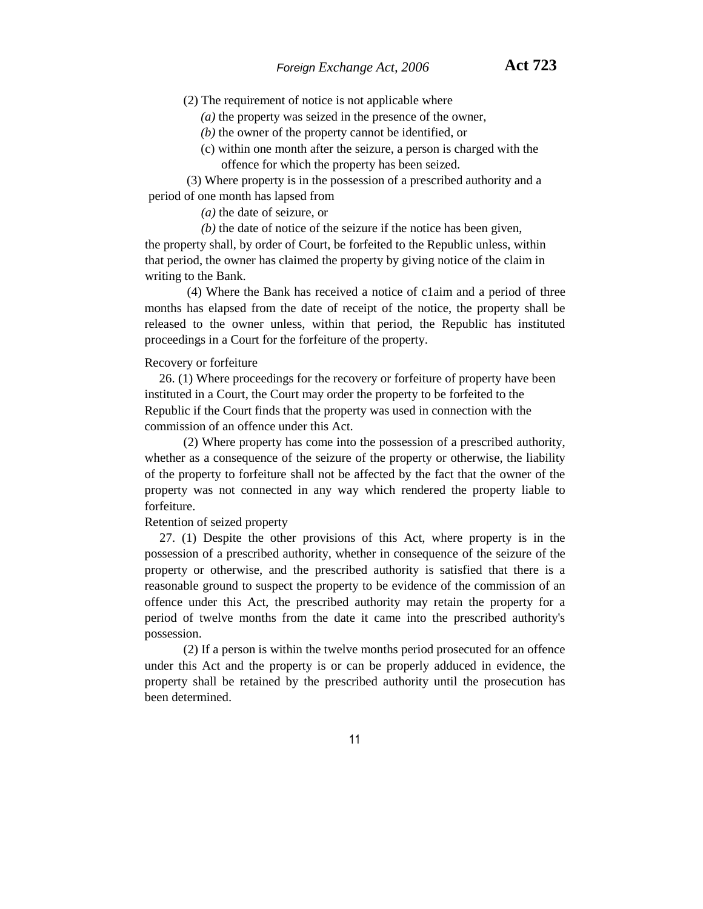(2) The requirement of notice is not applicable where

*(a)* the property was seized in the presence of the owner,

*(b)* the owner of the property cannot be identified, or

(c) within one month after the seizure, a person is charged with the offence for which the property has been seized.

(3) Where property is in the possession of a prescribed authority and a period of one month has lapsed from

*(a)* the date of seizure, or

*(b)* the date of notice of the seizure if the notice has been given,

the property shall, by order of Court, be forfeited to the Republic unless, within that period, the owner has claimed the property by giving notice of the claim in writing to the Bank.

(4) Where the Bank has received a notice of c1aim and a period of three months has elapsed from the date of receipt of the notice, the property shall be released to the owner unless, within that period, the Republic has instituted proceedings in a Court for the forfeiture of the property.

Recovery or forfeiture

26. (1) Where proceedings for the recovery or forfeiture of property have been instituted in a Court, the Court may order the property to be forfeited to the Republic if the Court finds that the property was used in connection with the commission of an offence under this Act.

(2) Where property has come into the possession of a prescribed authority, whether as a consequence of the seizure of the property or otherwise, the liability of the property to forfeiture shall not be affected by the fact that the owner of the property was not connected in any way which rendered the property liable to forfeiture.

Retention of seized property

27. (1) Despite the other provisions of this Act, where property is in the possession of a prescribed authority, whether in consequence of the seizure of the property or otherwise, and the prescribed authority is satisfied that there is a reasonable ground to suspect the property to be evidence of the commission of an offence under this Act, the prescribed authority may retain the property for a period of twelve months from the date it came into the prescribed authority's possession.

(2) If a person is within the twelve months period prosecuted for an offence under this Act and the property is or can be properly adduced in evidence, the property shall be retained by the prescribed authority until the prosecution has been determined.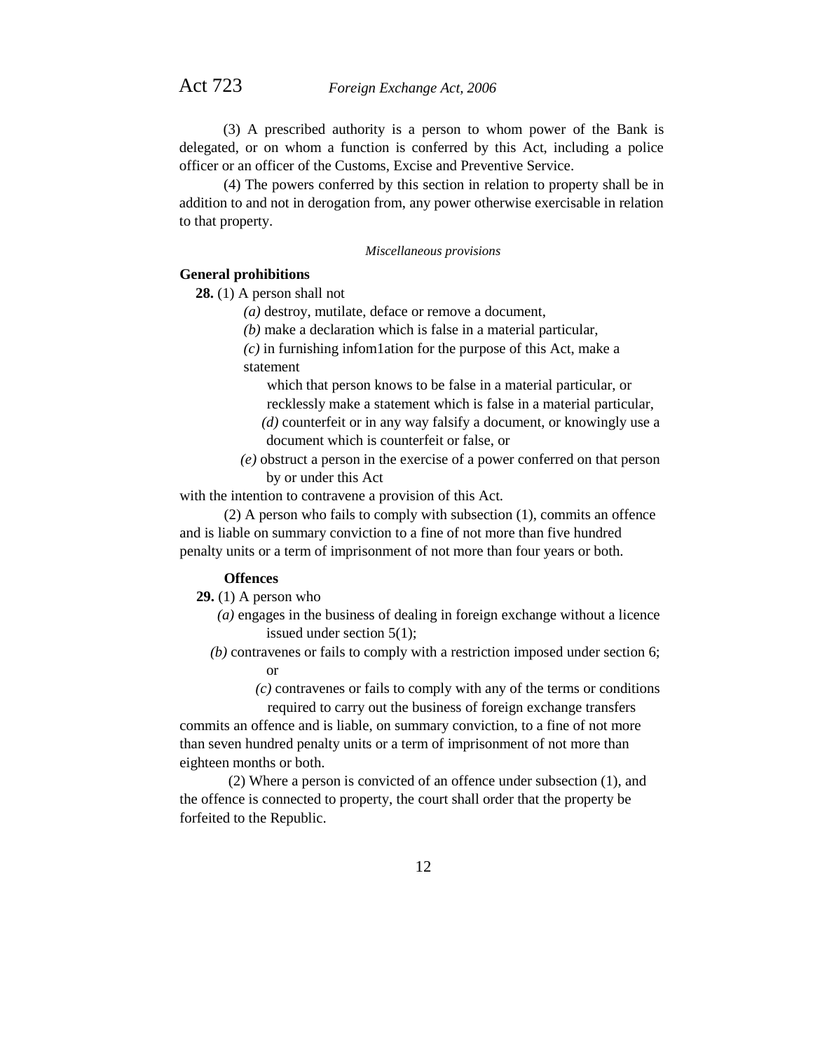(3) A prescribed authority is a person to whom power of the Bank is delegated, or on whom a function is conferred by this Act, including a police officer or an officer of the Customs, Excise and Preventive Service.

(4) The powers conferred by this section in relation to property shall be in addition to and not in derogation from, any power otherwise exercisable in relation to that property.

*Miscellaneous provisions*

**General prohibitions**

**28.** (1) A person shall not

*(a)* destroy, mutilate, deface or remove a document,

*(b)* make a declaration which is false in a material particular,

*(c)* in furnishing infom1ation for the purpose of this Act, make a statement which that person knows to be false in a material particular, or recklessly make a statement which is false in a material particular,

*(d)* counterfeit or in any way falsify a document, or knowingly use a document which is counterfeit or false, or

*(e)* obstruct a person in the exercise of a power conferred on that person by or under this Act

with the intention to contravene a provision of this Act.

(2) A person who fails to comply with subsection (1), commits an offence and is liable on summary conviction to a fine of not more than five hundred penalty units or a term of imprisonment of not more than four years or both.

**Offences**

**29.** (1) A person who

*(a)* engages in the business of dealing in foreign exchange without a licence issued under section 5(1);

*(b)* contravenes or fails to comply with a restriction imposed under section 6; or

*(c)* contravenes or fails to comply with any of the terms or conditions required to carry out the business of foreign exchange transfers

commits an offence and is liable, on summary conviction, to a fine of not more than seven hundred penalty units or a term of imprisonment of not more than eighteen months or both.

(2) Where a person is convicted of an offence under subsection (1), and the offence is connected to property, the court shall order that the property be forfeited to the Republic.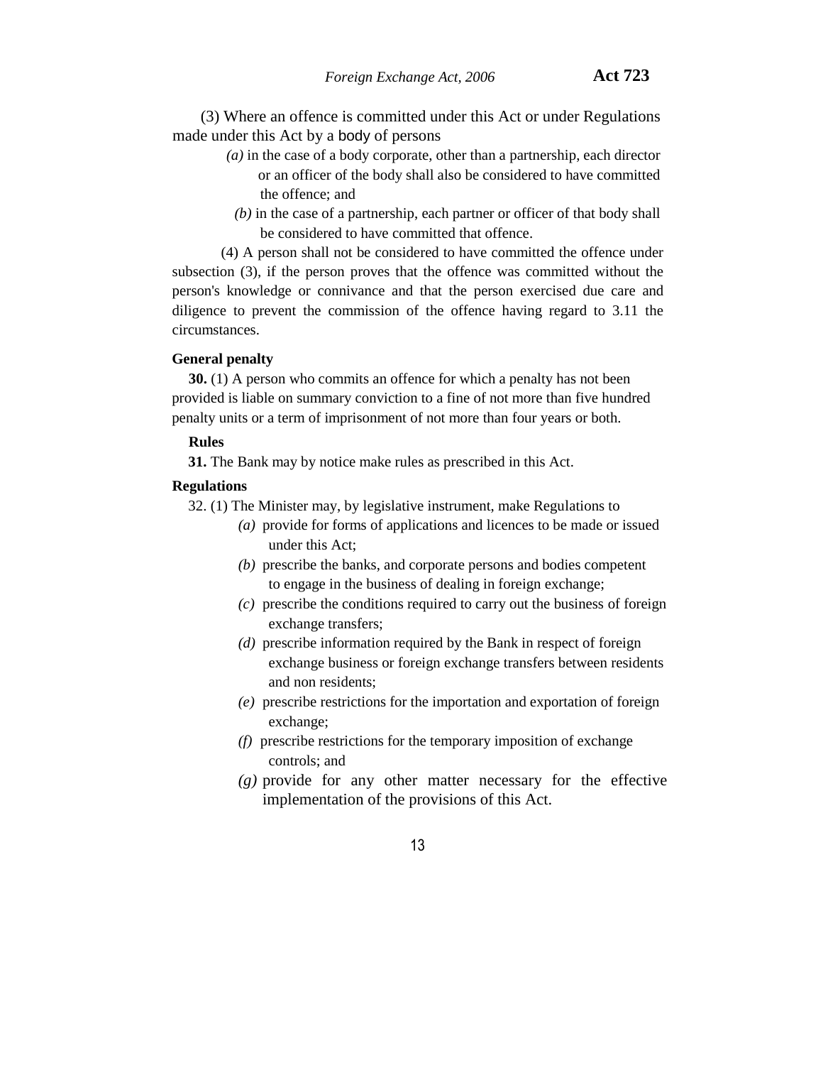(3) Where an offence is committed under this Act or under Regulations made under this Act by a body of persons

(a) in the case of a body corporate, other than a partnership, each director or an officer of the body shall also be considered to have committed the offence; and

(b) in the case of a partnership, each partner or officer of that body shall be considered to have committed that offence.

(4) A person shall not be considered to have committed the offence under subsection (3), if the person proves that the offence was committed without the person's knowledge or connivance and that the person exercised due care and diligence to prevent the commission of the offence having regard to 3.11 the circumstances.

**General penalty**

**30.** (1) A person who commits an offence for which a penalty has not been provided is liable on summary conviction to a fine of not more than five hundred penalty units or a term of imprisonment of not more than four years or both.

**Rules**

**31.** The Bank may by notice make rules as prescribed in this Act.

**Regulations**

32. (1) The Minister may, by legislative instrument, make Regulations to

*(a)* provide for forms of applications and licences to be made or issued under this Act;

*(b)* prescribe the banks, and corporate persons and bodies competent to engage in the business of dealing in foreign exchange;

*(c)* prescribe the conditions required to carry out the business of foreign exchange transfers;

*(d)* prescribe information required by the Bank in respect of foreign exchange business or foreign exchange transfers between residents and non residents;

*(e)* prescribe restrictions for the importation and exportation of foreign exchange;

*(f)* prescribe restrictions for the temporary imposition of exchange controls; and

*(g)* provide for any other matter necessary for the effective implementation of the provisions of this Act.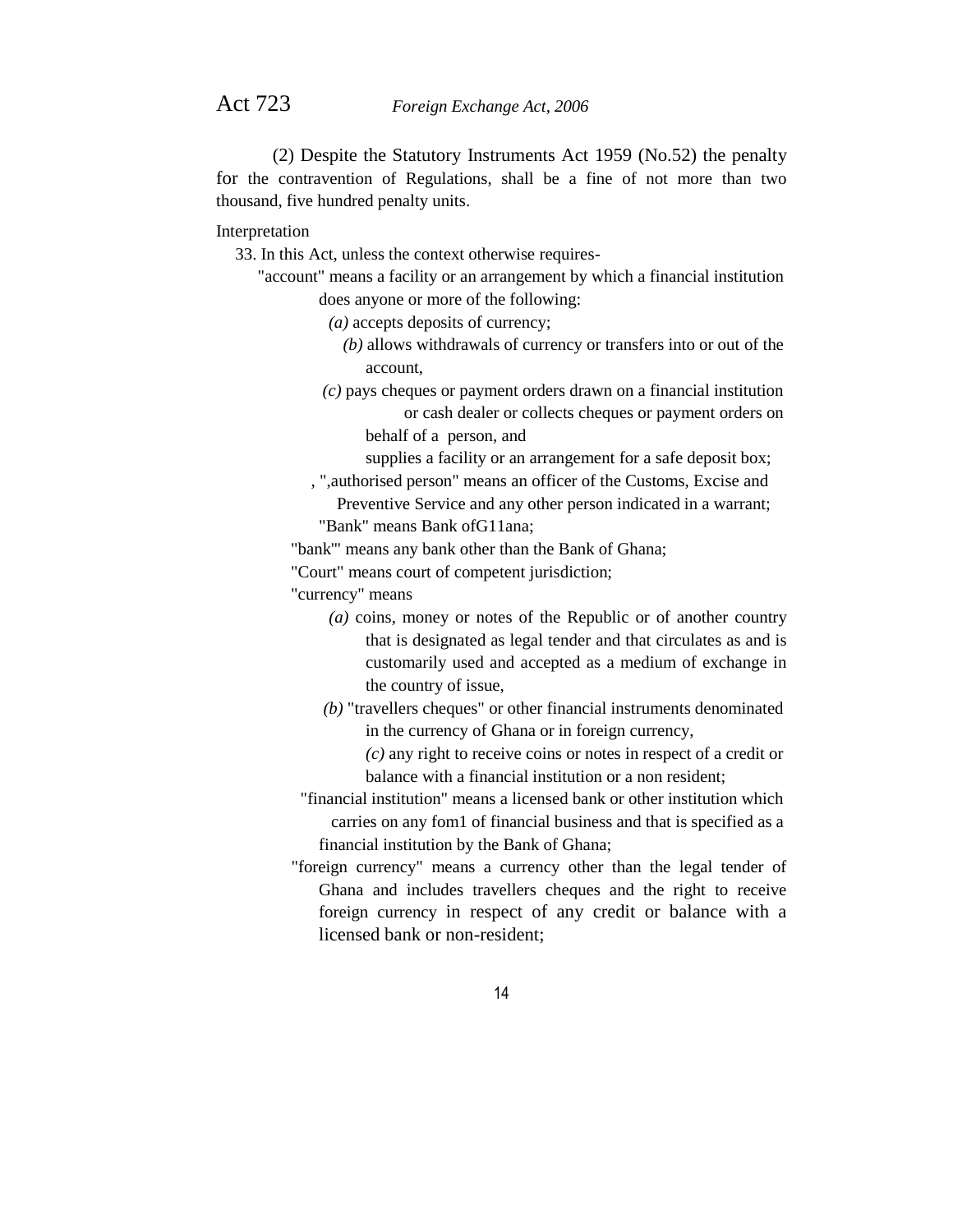(2) Despite the Statutory Instruments Act 1959 (No.52) the penalty for the contravention of Regulations, shall be a fine of not more than two thousand, five hundred penalty units.

Interpretation

33. In this Act, unless the context otherwise requires-

"account" means a facility or an arrangement by which a financial institution does anyone or more of the following:

*(a)* accepts deposits of currency;

*(b)* allows withdrawals of currency or transfers into or out of the account,

*(c)* pays cheques or payment orders drawn on a financial institution or cash dealer or collects cheques or payment orders on behalf of a person, and

supplies a facility or an arrangement for a safe deposit box;

, ",authorised person" means an officer of the Customs, Excise and Preventive Service and any other person indicated in a warrant;

"Bank" means Bank ofG11ana;

"bank'" means any bank other than the Bank of Ghana;

"Court" means court of competent jurisdiction;

"currency" means

*(a)* coins, money or notes of the Republic or of another country that is designated as legal tender and that circulates as and is customarily used and accepted as a medium of exchange in the country of issue,

*(b)* "travellers cheques" or other financial instruments denominated in the currency of Ghana or in foreign currency,

*(c)* any right to receive coins or notes in respect of a credit or balance with a financial institution or a non resident;

"financial institution" means a licensed bank or other institution which carries on any fom1 of financial business and that is specified as a financial institution by the Bank of Ghana;

"foreign currency" means a currency other than the legal tender of Ghana and includes travellers cheques and the right to receive foreign currency in respect of any credit or balance with a licensed bank or non-resident;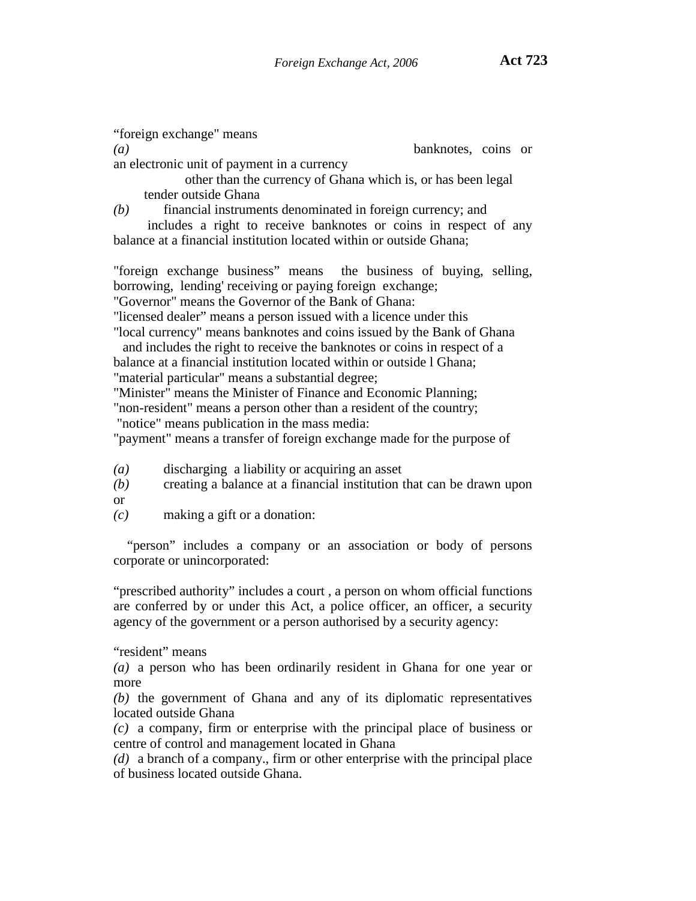"foreign exchange" means

*(a)* banknotes, coins or an electronic unit of payment in a currency other than the currency of Ghana which is, or has been legal tender outside Ghana

*(b)* financial instruments denominated in foreign currency; and includes a right to receive banknotes or coins in respect of any balance at a financial institution located within or outside Ghana;

"foreign exchange business" means the business of buying, selling, borrowing, lending' receiving or paying foreign exchange;

"Governor" means the Governor of the Bank of Ghana:

"licensed dealer" means a person issued with a licence under this

"local currency" means banknotes and coins issued by the Bank of Ghana and includes the right to receive the banknotes or coins in respect of a balance at a financial institution located within or outside l Ghana;

"material particular" means a substantial degree;

"Minister" means the Minister of Finance and Economic Planning;

"non-resident" means a person other than a resident of the country;

"notice" means publication in the mass media:

"payment" means a transfer of foreign exchange made for the purpose of

*(a)* discharging a liability or acquiring an asset

*(b)* creating a balance at a financial institution that can be drawn upon or

*(c)* making a gift or a donation:

"person" includes a company or an association or body of persons corporate or unincorporated:

"prescribed authority" includes a court , a person on whom official functions are conferred by or under this Act, a police officer, an officer, a security agency of the government or a person authorised by a security agency:

"resident" means

*(a)* a person who has been ordinarily resident in Ghana for one year or more

*(b)* the government of Ghana and any of its diplomatic representatives located outside Ghana

*(c)* a company, firm or enterprise with the principal place of business or centre of control and management located in Ghana

*(d)* a branch of a company., firm or other enterprise with the principal place of business located outside Ghana.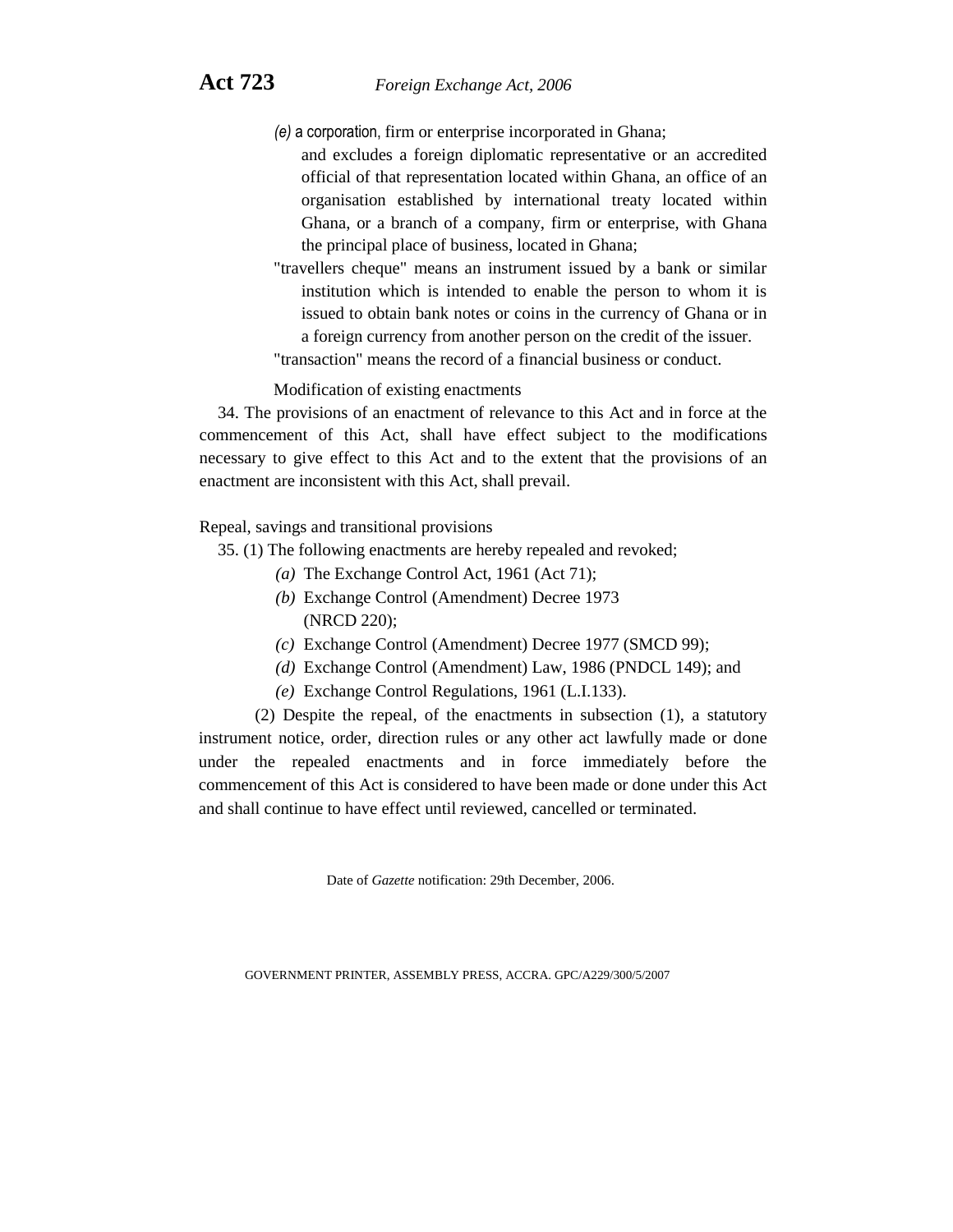*(e)* a corporation, firm or enterprise incorporated in Ghana;

and excludes a foreign diplomatic representative or an accredited official of that representation located within Ghana, an office of an organisation established by international treaty located within Ghana, or a branch of a company, firm or enterprise, with Ghana the principal place of business, located in Ghana;

"travellers cheque" means an instrument issued by a bank or similar institution which is intended to enable the person to whom it is issued to obtain bank notes or coins in the currency of Ghana or in a foreign currency from another person on the credit of the issuer.

"transaction" means the record of a financial business or conduct.

Modification of existing enactments

34. The provisions of an enactment of relevance to this Act and in force at the commencement of this Act, shall have effect subject to the modifications necessary to give effect to this Act and to the extent that the provisions of an enactment are inconsistent with this Act, shall prevail.

Repeal, savings and transitional provisions

35. (1) The following enactments are hereby repealed and revoked;

*(a)* The Exchange Control Act, 1961 (Act 71);

*(b)* Exchange Control (Amendment) Decree 1973 (NRCD 220);

*(c)* Exchange Control (Amendment) Decree 1977 (SMCD 99);

*(d)* Exchange Control (Amendment) Law, 1986 (PNDCL 149); and

*(e)* Exchange Control Regulations, 1961 (L.I.133).

(2) Despite the repeal, of the enactments in subsection (1), a statutory instrument notice, order, direction rules or any other act lawfully made or done under the repealed enactments and in force immediately before the commencement of this Act is considered to have been made or done under this Act and shall continue to have effect until reviewed, cancelled or terminated.

Date of *Gazette* notification: 29th December, 2006.

GOVERNMENT PRINTER, ASSEMBLY PRESS, ACCRA. GPC/A229/300/5/2007